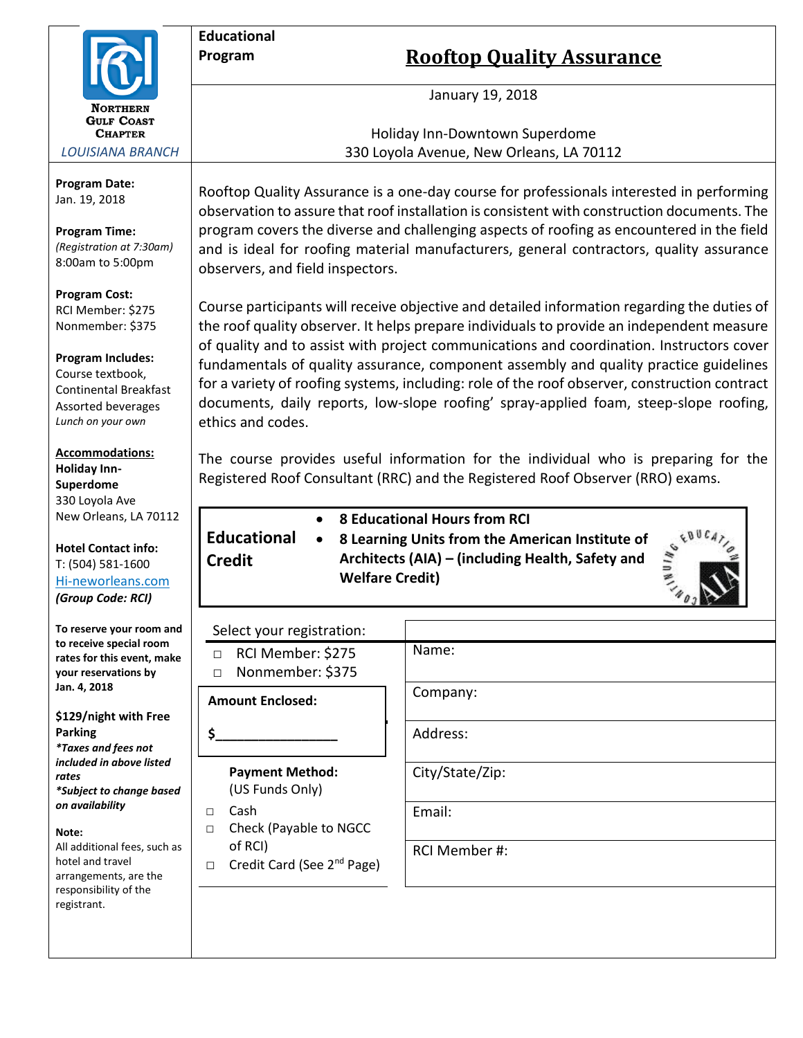**NORTHERN GULF COAST CHAPTER**

*LOUISIANA BRANCH*

**Educational Program**

# Rooftop Quality Assurance

January 19, 2018

Holiday Inn-Downtown Superdome
330 Loyola Avenue, New Orleans, LA 70112

**Program Date:**
Jan. 19, 2018

**Program Time:**
*(Registration at 7:30am)*
8:00am to 5:00pm

**Program Cost:**
RCI Member: $275
Nonmember: $375

**Program Includes:**
Course textbook,
Continental Breakfast
Assorted beverages
*Lunch on your own*

**Accommodations:**
**Holiday Inn-Superdome**
330 Loyola Ave
New Orleans, LA 70112

**Hotel Contact info:**
T: (504) 581-1600
Hi-neworleans.com
***(Group Code: RCI)***

**To reserve your room and to receive special room rates for this event, make your reservations by Jan. 4, 2018**

**$129/night with Free Parking**
***\*Taxes and fees not included in above listed rates***
***\*Subject to change based on availability***

**Note:**
All additional fees, such as hotel and travel arrangements, are the responsibility of the registrant.

Rooftop Quality Assurance is a one-day course for professionals interested in performing observation to assure that roof installation is consistent with construction documents. The program covers the diverse and challenging aspects of roofing as encountered in the field and is ideal for roofing material manufacturers, general contractors, quality assurance observers, and field inspectors.

Course participants will receive objective and detailed information regarding the duties of the roof quality observer. It helps prepare individuals to provide an independent measure of quality and to assist with project communications and coordination. Instructors cover fundamentals of quality assurance, component assembly and quality practice guidelines for a variety of roofing systems, including: role of the roof observer, construction contract documents, daily reports, low-slope roofing' spray-applied foam, steep-slope roofing, ethics and codes.

The course provides useful information for the individual who is preparing for the Registered Roof Consultant (RRC) and the Registered Roof Observer (RRO) exams.

**Educational Credit**

- **8 Educational Hours from RCI**
- **8 Learning Units from the American Institute of Architects (AIA) – (including Health, Safety and Welfare Credit)**

Select your registration:

- ☐ RCI Member: $275
- ☐ Nonmember: $375

**Amount Enclosed:**

**$________________**

**Payment Method:**
(US Funds Only)

- ☐ Cash
- ☐ Check (Payable to NGCC of RCI)
- ☐ Credit Card (See 2nd Page)

Name:

Company:

Address:

City/State/Zip:

Email:

RCI Member #: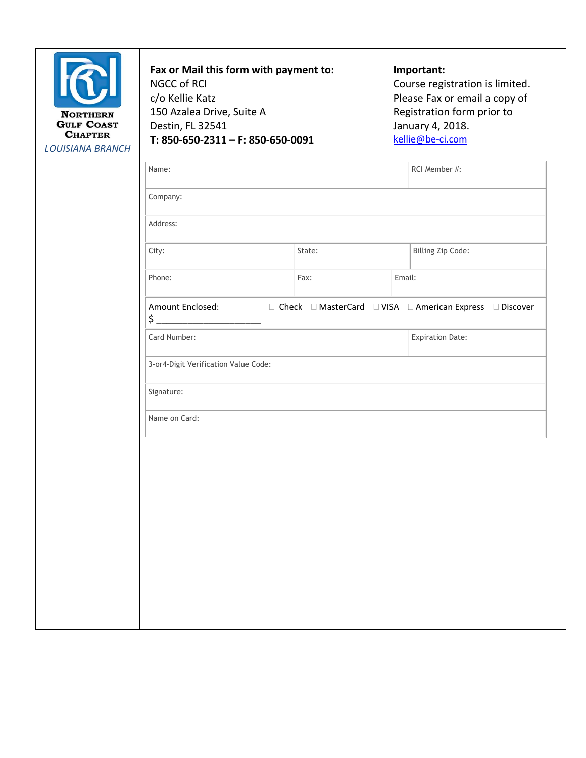**NORTHERN GULF COAST CHAPTER**

*LOUISIANA BRANCH*

**Fax or Mail this form with payment to:**
NGCC of RCI
c/o Kellie Katz
150 Azalea Drive, Suite A
Destin, FL 32541
**T: 850-650-2311 – F: 850-650-0091**

**Important:**
Course registration is limited. Please Fax or email a copy of Registration form prior to January 4, 2018.
kellie@be-ci.com

| | | |
|---|---|---|
| Name: | | RCI Member #: |
| Company: | | |
| Address: | | |
| City: | State: | Billing Zip Code: |
| Phone: | Fax: | Email: |
| Amount Enclosed: $ ____________________ | ☐ Check ☐ MasterCard ☐ VISA ☐ American Express ☐ Discover | |
| Card Number: | | Expiration Date: |
| 3-or4-Digit Verification Value Code: | | |
| Signature: | | |
| Name on Card: | | |